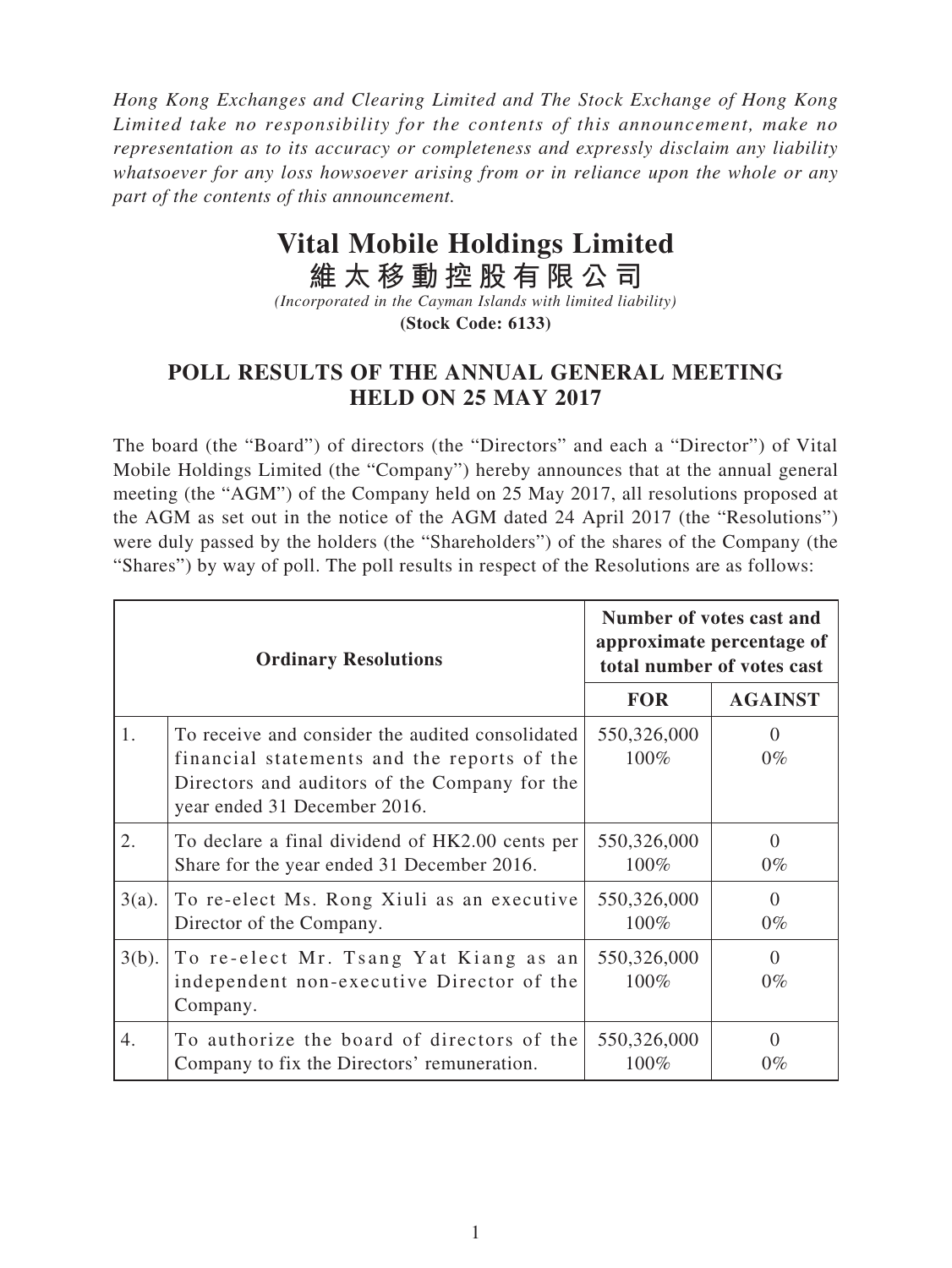*Hong Kong Exchanges and Clearing Limited and The Stock Exchange of Hong Kong Limited take no responsibility for the contents of this announcement, make no representation as to its accuracy or completeness and expressly disclaim any liability whatsoever for any loss howsoever arising from or in reliance upon the whole or any part of the contents of this announcement.*

# Vital Mobile Holdings Limited
# 維太移動控股有限公司

*(Incorporated in the Cayman Islands with limited liability)*
**(Stock Code: 6133)**

## POLL RESULTS OF THE ANNUAL GENERAL MEETING HELD ON 25 MAY 2017

The board (the "Board") of directors (the "Directors" and each a "Director") of Vital Mobile Holdings Limited (the "Company") hereby announces that at the annual general meeting (the "AGM") of the Company held on 25 May 2017, all resolutions proposed at the AGM as set out in the notice of the AGM dated 24 April 2017 (the "Resolutions") were duly passed by the holders (the "Shareholders") of the shares of the Company (the "Shares") by way of poll. The poll results in respect of the Resolutions are as follows:

| **Ordinary Resolutions** | | **Number of votes cast and approximate percentage of total number of votes cast** | |
|---|---|---|---|
| | | **FOR** | **AGAINST** |
| 1. | To receive and consider the audited consolidated financial statements and the reports of the Directors and auditors of the Company for the year ended 31 December 2016. | 550,326,000<br>100% | 0<br>0% |
| 2. | To declare a final dividend of HK2.00 cents per Share for the year ended 31 December 2016. | 550,326,000<br>100% | 0<br>0% |
| 3(a). | To re-elect Ms. Rong Xiuli as an executive Director of the Company. | 550,326,000<br>100% | 0<br>0% |
| 3(b). | To re-elect Mr. Tsang Yat Kiang as an independent non-executive Director of the Company. | 550,326,000<br>100% | 0<br>0% |
| 4. | To authorize the board of directors of the Company to fix the Directors' remuneration. | 550,326,000<br>100% | 0<br>0% |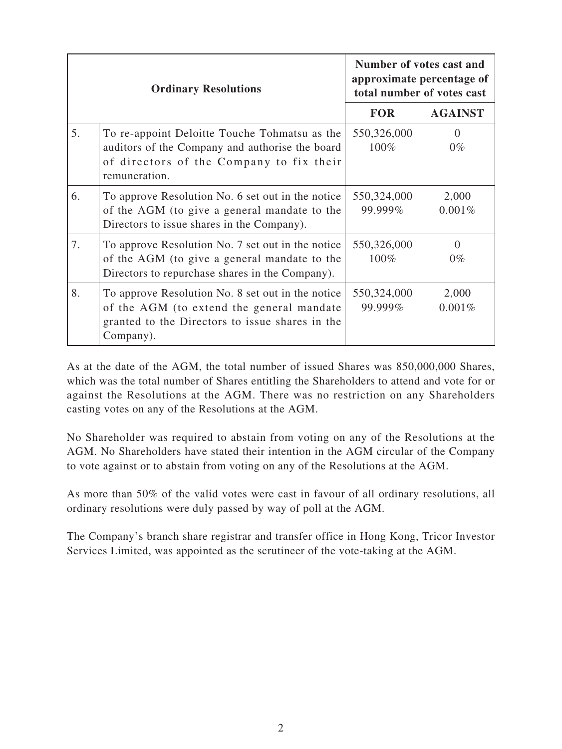| Ordinary Resolutions | | Number of votes cast and approximate percentage of total number of votes cast | |
|---|---|---|---|
| | | FOR | AGAINST |
| 5. | To re-appoint Deloitte Touche Tohmatsu as the auditors of the Company and authorise the board of directors of the Company to fix their remuneration. | 550,326,000<br>100% | 0<br>0% |
| 6. | To approve Resolution No. 6 set out in the notice of the AGM (to give a general mandate to the Directors to issue shares in the Company). | 550,324,000<br>99.999% | 2,000<br>0.001% |
| 7. | To approve Resolution No. 7 set out in the notice of the AGM (to give a general mandate to the Directors to repurchase shares in the Company). | 550,326,000<br>100% | 0<br>0% |
| 8. | To approve Resolution No. 8 set out in the notice of the AGM (to extend the general mandate granted to the Directors to issue shares in the Company). | 550,324,000<br>99.999% | 2,000<br>0.001% |

As at the date of the AGM, the total number of issued Shares was 850,000,000 Shares, which was the total number of Shares entitling the Shareholders to attend and vote for or against the Resolutions at the AGM. There was no restriction on any Shareholders casting votes on any of the Resolutions at the AGM.

No Shareholder was required to abstain from voting on any of the Resolutions at the AGM. No Shareholders have stated their intention in the AGM circular of the Company to vote against or to abstain from voting on any of the Resolutions at the AGM.

As more than 50% of the valid votes were cast in favour of all ordinary resolutions, all ordinary resolutions were duly passed by way of poll at the AGM.

The Company's branch share registrar and transfer office in Hong Kong, Tricor Investor Services Limited, was appointed as the scrutineer of the vote-taking at the AGM.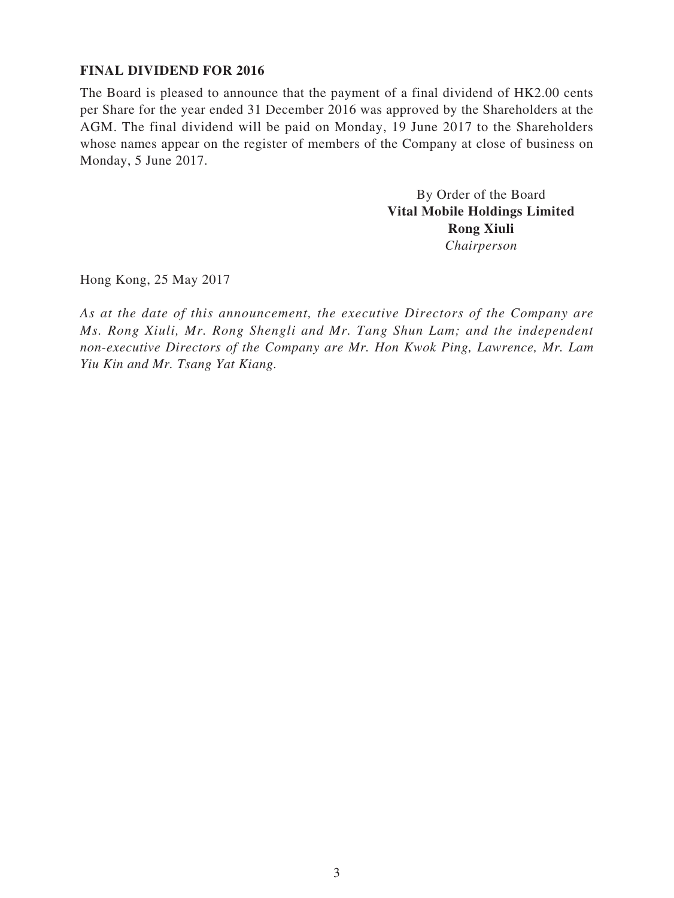## FINAL DIVIDEND FOR 2016

The Board is pleased to announce that the payment of a final dividend of HK2.00 cents per Share for the year ended 31 December 2016 was approved by the Shareholders at the AGM. The final dividend will be paid on Monday, 19 June 2017 to the Shareholders whose names appear on the register of members of the Company at close of business on Monday, 5 June 2017.

By Order of the Board
**Vital Mobile Holdings Limited**
**Rong Xiuli**
*Chairperson*

Hong Kong, 25 May 2017

*As at the date of this announcement, the executive Directors of the Company are Ms. Rong Xiuli, Mr. Rong Shengli and Mr. Tang Shun Lam; and the independent non-executive Directors of the Company are Mr. Hon Kwok Ping, Lawrence, Mr. Lam Yiu Kin and Mr. Tsang Yat Kiang.*